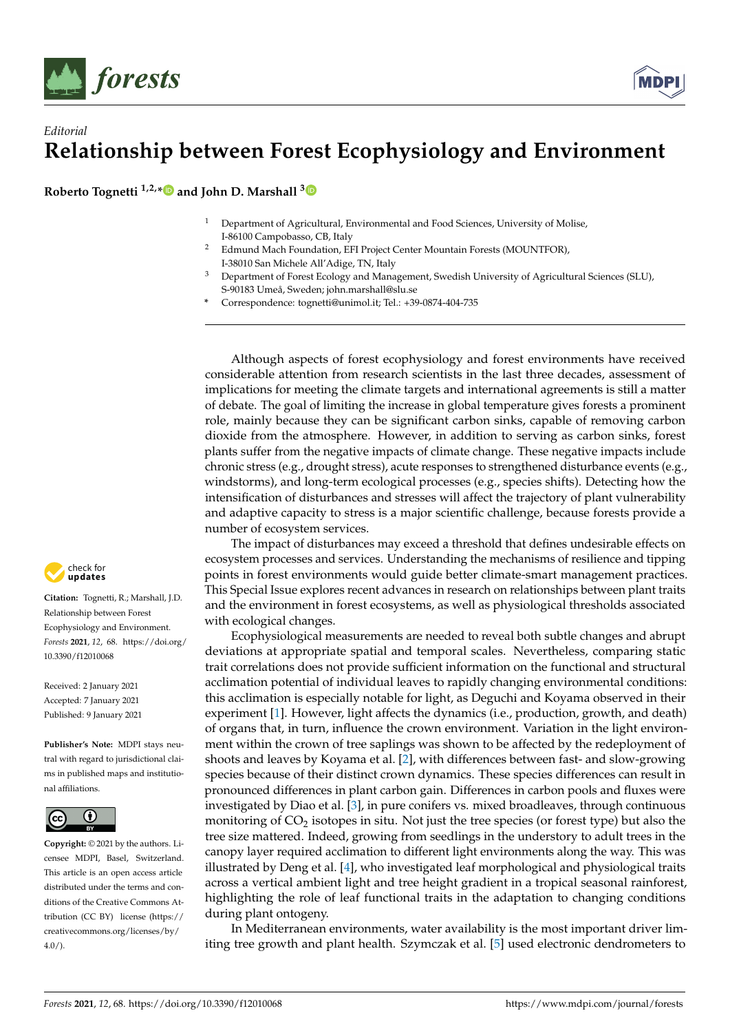*Editorial*

# Relationship between Forest Ecophysiology and Environment

**Roberto Tognetti [1,2,*] and John D. Marshall [3]**

[1] Department of Agricultural, Environmental and Food Sciences, University of Molise, I-86100 Campobasso, CB, Italy

[2] Edmund Mach Foundation, EFI Project Center Mountain Forests (MOUNTFOR), I-38010 San Michele All'Adige, TN, Italy

[3] Department of Forest Ecology and Management, Swedish University of Agricultural Sciences (SLU), S-90183 Umeå, Sweden; john.marshall@slu.se

\* Correspondence: tognetti@unimol.it; Tel.: +39-0874-404-735

**Citation:** Tognetti, R.; Marshall, J.D. Relationship between Forest Ecophysiology and Environment. *Forests* **2021**, *12*, 68. https://doi.org/10.3390/f12010068

Received: 2 January 2021
Accepted: 7 January 2021
Published: 9 January 2021

**Publisher's Note:** MDPI stays neutral with regard to jurisdictional claims in published maps and institutional affiliations.

**Copyright:** © 2021 by the authors. Licensee MDPI, Basel, Switzerland. This article is an open access article distributed under the terms and conditions of the Creative Commons Attribution (CC BY) license (https://creativecommons.org/licenses/by/4.0/).

Although aspects of forest ecophysiology and forest environments have received considerable attention from research scientists in the last three decades, assessment of implications for meeting the climate targets and international agreements is still a matter of debate. The goal of limiting the increase in global temperature gives forests a prominent role, mainly because they can be significant carbon sinks, capable of removing carbon dioxide from the atmosphere. However, in addition to serving as carbon sinks, forest plants suffer from the negative impacts of climate change. These negative impacts include chronic stress (e.g., drought stress), acute responses to strengthened disturbance events (e.g., windstorms), and long-term ecological processes (e.g., species shifts). Detecting how the intensification of disturbances and stresses will affect the trajectory of plant vulnerability and adaptive capacity to stress is a major scientific challenge, because forests provide a number of ecosystem services.

The impact of disturbances may exceed a threshold that defines undesirable effects on ecosystem processes and services. Understanding the mechanisms of resilience and tipping points in forest environments would guide better climate-smart management practices. This Special Issue explores recent advances in research on relationships between plant traits and the environment in forest ecosystems, as well as physiological thresholds associated with ecological changes.

Ecophysiological measurements are needed to reveal both subtle changes and abrupt deviations at appropriate spatial and temporal scales. Nevertheless, comparing static trait correlations does not provide sufficient information on the functional and structural acclimation potential of individual leaves to rapidly changing environmental conditions: this acclimation is especially notable for light, as Deguchi and Koyama observed in their experiment [1]. However, light affects the dynamics (i.e., production, growth, and death) of organs that, in turn, influence the crown environment. Variation in the light environment within the crown of tree saplings was shown to be affected by the redeployment of shoots and leaves by Koyama et al. [2], with differences between fast- and slow-growing species because of their distinct crown dynamics. These species differences can result in pronounced differences in plant carbon gain. Differences in carbon pools and fluxes were investigated by Diao et al. [3], in pure conifers vs. mixed broadleaves, through continuous monitoring of $CO_2$ isotopes in situ. Not just the tree species (or forest type) but also the tree size mattered. Indeed, growing from seedlings in the understory to adult trees in the canopy layer required acclimation to different light environments along the way. This was illustrated by Deng et al. [4], who investigated leaf morphological and physiological traits across a vertical ambient light and tree height gradient in a tropical seasonal rainforest, highlighting the role of leaf functional traits in the adaptation to changing conditions during plant ontogeny.

In Mediterranean environments, water availability is the most important driver limiting tree growth and plant health. Szymczak et al. [5] used electronic dendrometers to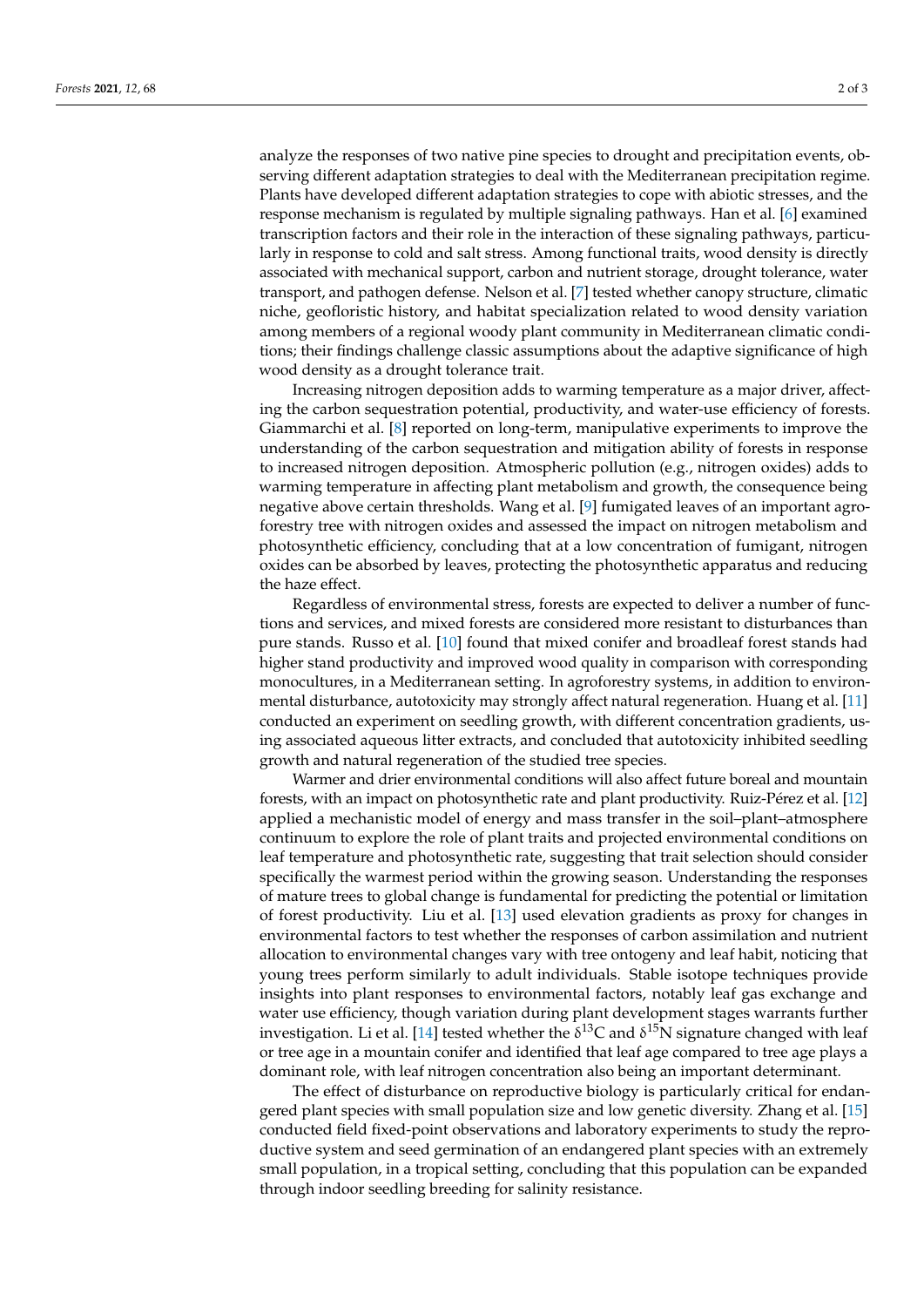analyze the responses of two native pine species to drought and precipitation events, observing different adaptation strategies to deal with the Mediterranean precipitation regime. Plants have developed different adaptation strategies to cope with abiotic stresses, and the response mechanism is regulated by multiple signaling pathways. Han et al. [6] examined transcription factors and their role in the interaction of these signaling pathways, particularly in response to cold and salt stress. Among functional traits, wood density is directly associated with mechanical support, carbon and nutrient storage, drought tolerance, water transport, and pathogen defense. Nelson et al. [7] tested whether canopy structure, climatic niche, geofloristic history, and habitat specialization related to wood density variation among members of a regional woody plant community in Mediterranean climatic conditions; their findings challenge classic assumptions about the adaptive significance of high wood density as a drought tolerance trait.

Increasing nitrogen deposition adds to warming temperature as a major driver, affecting the carbon sequestration potential, productivity, and water-use efficiency of forests. Giammarchi et al. [8] reported on long-term, manipulative experiments to improve the understanding of the carbon sequestration and mitigation ability of forests in response to increased nitrogen deposition. Atmospheric pollution (e.g., nitrogen oxides) adds to warming temperature in affecting plant metabolism and growth, the consequence being negative above certain thresholds. Wang et al. [9] fumigated leaves of an important agroforestry tree with nitrogen oxides and assessed the impact on nitrogen metabolism and photosynthetic efficiency, concluding that at a low concentration of fumigant, nitrogen oxides can be absorbed by leaves, protecting the photosynthetic apparatus and reducing the haze effect.

Regardless of environmental stress, forests are expected to deliver a number of functions and services, and mixed forests are considered more resistant to disturbances than pure stands. Russo et al. [10] found that mixed conifer and broadleaf forest stands had higher stand productivity and improved wood quality in comparison with corresponding monocultures, in a Mediterranean setting. In agroforestry systems, in addition to environmental disturbance, autotoxicity may strongly affect natural regeneration. Huang et al. [11] conducted an experiment on seedling growth, with different concentration gradients, using associated aqueous litter extracts, and concluded that autotoxicity inhibited seedling growth and natural regeneration of the studied tree species.

Warmer and drier environmental conditions will also affect future boreal and mountain forests, with an impact on photosynthetic rate and plant productivity. Ruiz-Pérez et al. [12] applied a mechanistic model of energy and mass transfer in the soil–plant–atmosphere continuum to explore the role of plant traits and projected environmental conditions on leaf temperature and photosynthetic rate, suggesting that trait selection should consider specifically the warmest period within the growing season. Understanding the responses of mature trees to global change is fundamental for predicting the potential or limitation of forest productivity. Liu et al. [13] used elevation gradients as proxy for changes in environmental factors to test whether the responses of carbon assimilation and nutrient allocation to environmental changes vary with tree ontogeny and leaf habit, noticing that young trees perform similarly to adult individuals. Stable isotope techniques provide insights into plant responses to environmental factors, notably leaf gas exchange and water use efficiency, though variation during plant development stages warrants further investigation. Li et al. [14] tested whether the $\delta^{13}C$ and $\delta^{15}N$ signature changed with leaf or tree age in a mountain conifer and identified that leaf age compared to tree age plays a dominant role, with leaf nitrogen concentration also being an important determinant.

The effect of disturbance on reproductive biology is particularly critical for endangered plant species with small population size and low genetic diversity. Zhang et al. [15] conducted field fixed-point observations and laboratory experiments to study the reproductive system and seed germination of an endangered plant species with an extremely small population, in a tropical setting, concluding that this population can be expanded through indoor seedling breeding for salinity resistance.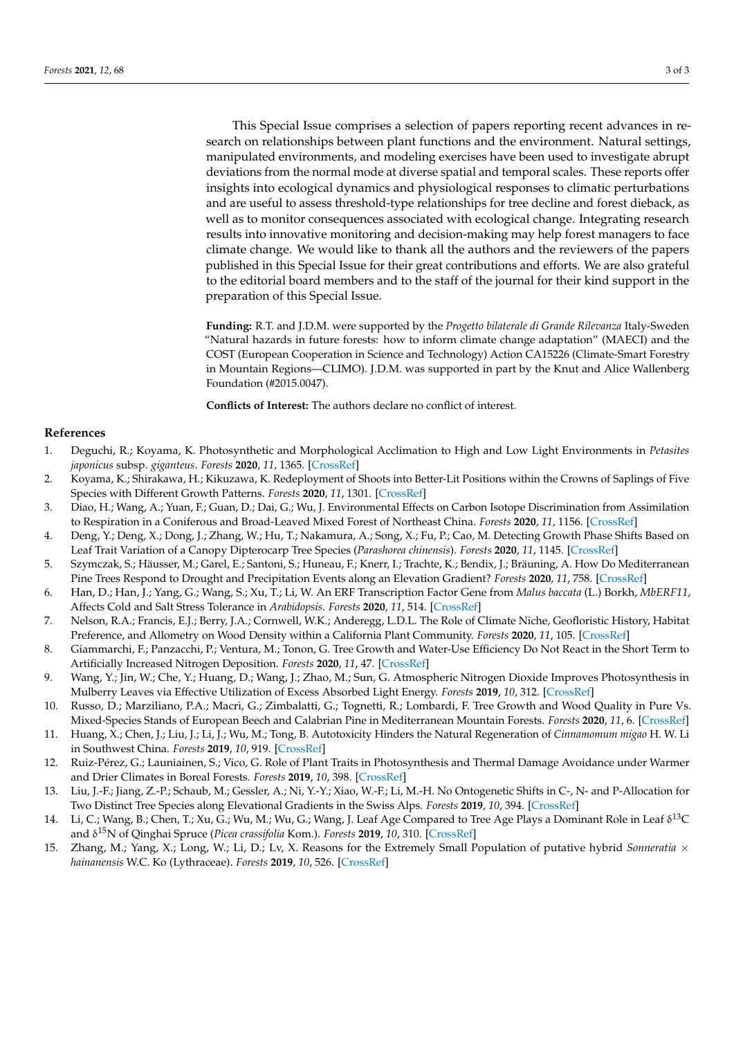This Special Issue comprises a selection of papers reporting recent advances in research on relationships between plant functions and the environment. Natural settings, manipulated environments, and modeling exercises have been used to investigate abrupt deviations from the normal mode at diverse spatial and temporal scales. These reports offer insights into ecological dynamics and physiological responses to climatic perturbations and are useful to assess threshold-type relationships for tree decline and forest dieback, as well as to monitor consequences associated with ecological change. Integrating research results into innovative monitoring and decision-making may help forest managers to face climate change. We would like to thank all the authors and the reviewers of the papers published in this Special Issue for their great contributions and efforts. We are also grateful to the editorial board members and to the staff of the journal for their kind support in the preparation of this Special Issue.

**Funding:** R.T. and J.D.M. were supported by the *Progetto bilaterale di Grande Rilevanza* Italy-Sweden "Natural hazards in future forests: how to inform climate change adaptation" (MAECI) and the COST (European Cooperation in Science and Technology) Action CA15226 (Climate-Smart Forestry in Mountain Regions—CLIMO). J.D.M. was supported in part by the Knut and Alice Wallenberg Foundation (#2015.0047).

**Conflicts of Interest:** The authors declare no conflict of interest.

## References

1. Deguchi, R.; Koyama, K. Photosynthetic and Morphological Acclimation to High and Low Light Environments in *Petasites japonicus* subsp. *giganteus*. *Forests* **2020**, *11*, 1365. [CrossRef]
2. Koyama, K.; Shirakawa, H.; Kikuzawa, K. Redeployment of Shoots into Better-Lit Positions within the Crowns of Saplings of Five Species with Different Growth Patterns. *Forests* **2020**, *11*, 1301. [CrossRef]
3. Diao, H.; Wang, A.; Yuan, F.; Guan, D.; Dai, G.; Wu, J. Environmental Effects on Carbon Isotope Discrimination from Assimilation to Respiration in a Coniferous and Broad-Leaved Mixed Forest of Northeast China. *Forests* **2020**, *11*, 1156. [CrossRef]
4. Deng, Y.; Deng, X.; Dong, J.; Zhang, W.; Hu, T.; Nakamura, A.; Song, X.; Fu, P.; Cao, M. Detecting Growth Phase Shifts Based on Leaf Trait Variation of a Canopy Dipterocarp Tree Species (*Parashorea chinensis*). *Forests* **2020**, *11*, 1145. [CrossRef]
5. Szymczak, S.; Häusser, M.; Garel, E.; Santoni, S.; Huneau, F.; Knerr, I.; Trachte, K.; Bendix, J.; Bräuning, A. How Do Mediterranean Pine Trees Respond to Drought and Precipitation Events along an Elevation Gradient? *Forests* **2020**, *11*, 758. [CrossRef]
6. Han, D.; Han, J.; Yang, G.; Wang, S.; Xu, T.; Li, W. An ERF Transcription Factor Gene from *Malus baccata* (L.) Borkh, *MbERF11*, Affects Cold and Salt Stress Tolerance in *Arabidopsis*. *Forests* **2020**, *11*, 514. [CrossRef]
7. Nelson, R.A.; Francis, E.J.; Berry, J.A.; Cornwell, W.K.; Anderegg, L.D.L. The Role of Climate Niche, Geofloristic History, Habitat Preference, and Allometry on Wood Density within a California Plant Community. *Forests* **2020**, *11*, 105. [CrossRef]
8. Giammarchi, F.; Panzacchi, P.; Ventura, M.; Tonon, G. Tree Growth and Water-Use Efficiency Do Not React in the Short Term to Artificially Increased Nitrogen Deposition. *Forests* **2020**, *11*, 47. [CrossRef]
9. Wang, Y.; Jin, W.; Che, Y.; Huang, D.; Wang, J.; Zhao, M.; Sun, G. Atmospheric Nitrogen Dioxide Improves Photosynthesis in Mulberry Leaves via Effective Utilization of Excess Absorbed Light Energy. *Forests* **2019**, *10*, 312. [CrossRef]
10. Russo, D.; Marziliano, P.A.; Macrì, G.; Zimbalatti, G.; Tognetti, R.; Lombardi, F. Tree Growth and Wood Quality in Pure Vs. Mixed-Species Stands of European Beech and Calabrian Pine in Mediterranean Mountain Forests. *Forests* **2020**, *11*, 6. [CrossRef]
11. Huang, X.; Chen, J.; Liu, J.; Li, J.; Wu, M.; Tong, B. Autotoxicity Hinders the Natural Regeneration of *Cinnamomum migao* H. W. Li in Southwest China. *Forests* **2019**, *10*, 919. [CrossRef]
12. Ruiz-Pérez, G.; Launiainen, S.; Vico, G. Role of Plant Traits in Photosynthesis and Thermal Damage Avoidance under Warmer and Drier Climates in Boreal Forests. *Forests* **2019**, *10*, 398. [CrossRef]
13. Liu, J.-F.; Jiang, Z.-P.; Schaub, M.; Gessler, A.; Ni, Y.-Y.; Xiao, W.-F.; Li, M.-H. No Ontogenetic Shifts in C-, N- and P-Allocation for Two Distinct Tree Species along Elevational Gradients in the Swiss Alps. *Forests* **2019**, *10*, 394. [CrossRef]
14. Li, C.; Wang, B.; Chen, T.; Xu, G.; Wu, M.; Wu, G.; Wang, J. Leaf Age Compared to Tree Age Plays a Dominant Role in Leaf $\delta^{13}C$ and $\delta^{15}N$ of Qinghai Spruce (*Picea crassifolia* Kom.). *Forests* **2019**, *10*, 310. [CrossRef]
15. Zhang, M.; Yang, X.; Long, W.; Li, D.; Lv, X. Reasons for the Extremely Small Population of putative hybrid *Sonneratia* × *hainanensis* W.C. Ko (Lythraceae). *Forests* **2019**, *10*, 526. [CrossRef]